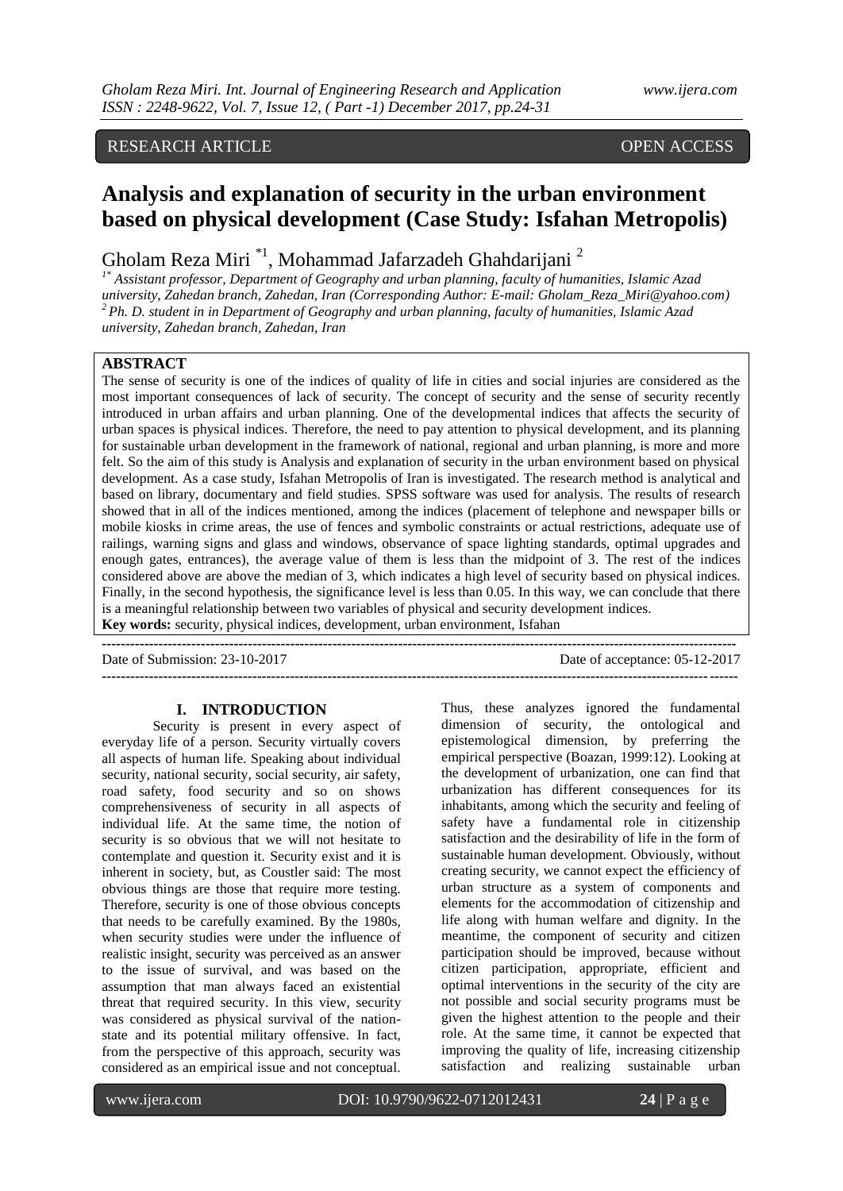RESEARCH ARTICLE OPEN ACCESS

# Analysis and explanation of security in the urban environment based on physical development (Case Study: Isfahan Metropolis)

Gholam Reza Miri [*1], Mohammad Jafarzadeh Ghahdarijani [2]

[1*] *Assistant professor, Department of Geography and urban planning, faculty of humanities, Islamic Azad university, Zahedan branch, Zahedan, Iran (Corresponding Author: E-mail: Gholam_Reza_Miri@yahoo.com)*

[2] *Ph. D. student in in Department of Geography and urban planning, faculty of humanities, Islamic Azad university, Zahedan branch, Zahedan, Iran*

## ABSTRACT

The sense of security is one of the indices of quality of life in cities and social injuries are considered as the most important consequences of lack of security. The concept of security and the sense of security recently introduced in urban affairs and urban planning. One of the developmental indices that affects the security of urban spaces is physical indices. Therefore, the need to pay attention to physical development, and its planning for sustainable urban development in the framework of national, regional and urban planning, is more and more felt. So the aim of this study is Analysis and explanation of security in the urban environment based on physical development. As a case study, Isfahan Metropolis of Iran is investigated. The research method is analytical and based on library, documentary and field studies. SPSS software was used for analysis. The results of research showed that in all of the indices mentioned, among the indices (placement of telephone and newspaper bills or mobile kiosks in crime areas, the use of fences and symbolic constraints or actual restrictions, adequate use of railings, warning signs and glass and windows, observance of space lighting standards, optimal upgrades and enough gates, entrances), the average value of them is less than the midpoint of 3. The rest of the indices considered above are above the median of 3, which indicates a high level of security based on physical indices. Finally, in the second hypothesis, the significance level is less than 0.05. In this way, we can conclude that there is a meaningful relationship between two variables of physical and security development indices.

**Key words:** security, physical indices, development, urban environment, Isfahan

---

Date of Submission: 23-10-2017 Date of acceptance: 05-12-2017

---

## I. INTRODUCTION

Security is present in every aspect of everyday life of a person. Security virtually covers all aspects of human life. Speaking about individual security, national security, social security, air safety, road safety, food security and so on shows comprehensiveness of security in all aspects of individual life. At the same time, the notion of security is so obvious that we will not hesitate to contemplate and question it. Security exist and it is inherent in society, but, as Coustler said: The most obvious things are those that require more testing. Therefore, security is one of those obvious concepts that needs to be carefully examined. By the 1980s, when security studies were under the influence of realistic insight, security was perceived as an answer to the issue of survival, and was based on the assumption that man always faced an existential threat that required security. In this view, security was considered as physical survival of the nation-state and its potential military offensive. In fact, from the perspective of this approach, security was considered as an empirical issue and not conceptual. Thus, these analyzes ignored the fundamental dimension of security, the ontological and epistemological dimension, by preferring the empirical perspective (Boazan, 1999:12). Looking at the development of urbanization, one can find that urbanization has different consequences for its inhabitants, among which the security and feeling of safety have a fundamental role in citizenship satisfaction and the desirability of life in the form of sustainable human development. Obviously, without creating security, we cannot expect the efficiency of urban structure as a system of components and elements for the accommodation of citizenship and life along with human welfare and dignity. In the meantime, the component of security and citizen participation should be improved, because without citizen participation, appropriate, efficient and optimal interventions in the security of the city are not possible and social security programs must be given the highest attention to the people and their role. At the same time, it cannot be expected that improving the quality of life, increasing citizenship satisfaction and realizing sustainable urban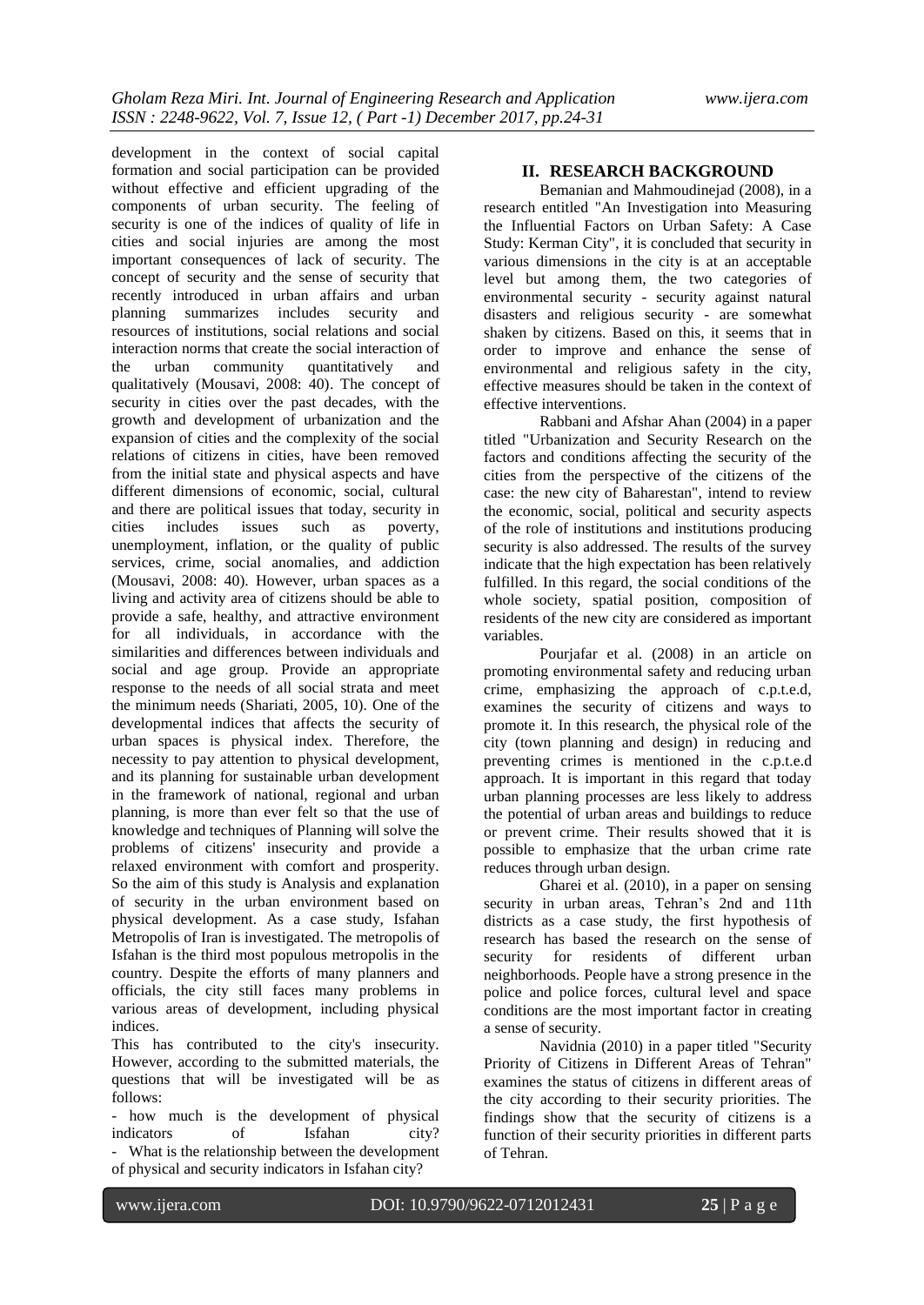development in the context of social capital formation and social participation can be provided without effective and efficient upgrading of the components of urban security. The feeling of security is one of the indices of quality of life in cities and social injuries are among the most important consequences of lack of security. The concept of security and the sense of security that recently introduced in urban affairs and urban planning summarizes includes security and resources of institutions, social relations and social interaction norms that create the social interaction of the urban community quantitatively and qualitatively (Mousavi, 2008: 40). The concept of security in cities over the past decades, with the growth and development of urbanization and the expansion of cities and the complexity of the social relations of citizens in cities, have been removed from the initial state and physical aspects and have different dimensions of economic, social, cultural and there are political issues that today, security in cities includes issues such as poverty, unemployment, inflation, or the quality of public services, crime, social anomalies, and addiction (Mousavi, 2008: 40). However, urban spaces as a living and activity area of citizens should be able to provide a safe, healthy, and attractive environment for all individuals, in accordance with the similarities and differences between individuals and social and age group. Provide an appropriate response to the needs of all social strata and meet the minimum needs (Shariati, 2005, 10). One of the developmental indices that affects the security of urban spaces is physical index. Therefore, the necessity to pay attention to physical development, and its planning for sustainable urban development in the framework of national, regional and urban planning, is more than ever felt so that the use of knowledge and techniques of Planning will solve the problems of citizens' insecurity and provide a relaxed environment with comfort and prosperity. So the aim of this study is Analysis and explanation of security in the urban environment based on physical development. As a case study, Isfahan Metropolis of Iran is investigated. The metropolis of Isfahan is the third most populous metropolis in the country. Despite the efforts of many planners and officials, the city still faces many problems in various areas of development, including physical indices.

This has contributed to the city's insecurity. However, according to the submitted materials, the questions that will be investigated will be as follows:

- how much is the development of physical indicators of Isfahan city?
- What is the relationship between the development of physical and security indicators in Isfahan city?

## II. RESEARCH BACKGROUND

Bemanian and Mahmoudinejad (2008), in a research entitled "An Investigation into Measuring the Influential Factors on Urban Safety: A Case Study: Kerman City", it is concluded that security in various dimensions in the city is at an acceptable level but among them, the two categories of environmental security - security against natural disasters and religious security - are somewhat shaken by citizens. Based on this, it seems that in order to improve and enhance the sense of environmental and religious safety in the city, effective measures should be taken in the context of effective interventions.

Rabbani and Afshar Ahan (2004) in a paper titled "Urbanization and Security Research on the factors and conditions affecting the security of the cities from the perspective of the citizens of the case: the new city of Baharestan", intend to review the economic, social, political and security aspects of the role of institutions and institutions producing security is also addressed. The results of the survey indicate that the high expectation has been relatively fulfilled. In this regard, the social conditions of the whole society, spatial position, composition of residents of the new city are considered as important variables.

Pourjafar et al. (2008) in an article on promoting environmental safety and reducing urban crime, emphasizing the approach of c.p.t.e.d, examines the security of citizens and ways to promote it. In this research, the physical role of the city (town planning and design) in reducing and preventing crimes is mentioned in the c.p.t.e.d approach. It is important in this regard that today urban planning processes are less likely to address the potential of urban areas and buildings to reduce or prevent crime. Their results showed that it is possible to emphasize that the urban crime rate reduces through urban design.

Gharei et al. (2010), in a paper on sensing security in urban areas, Tehran's 2nd and 11th districts as a case study, the first hypothesis of research has based the research on the sense of security for residents of different urban neighborhoods. People have a strong presence in the police and police forces, cultural level and space conditions are the most important factor in creating a sense of security.

Navidnia (2010) in a paper titled "Security Priority of Citizens in Different Areas of Tehran" examines the status of citizens in different areas of the city according to their security priorities. The findings show that the security of citizens is a function of their security priorities in different parts of Tehran.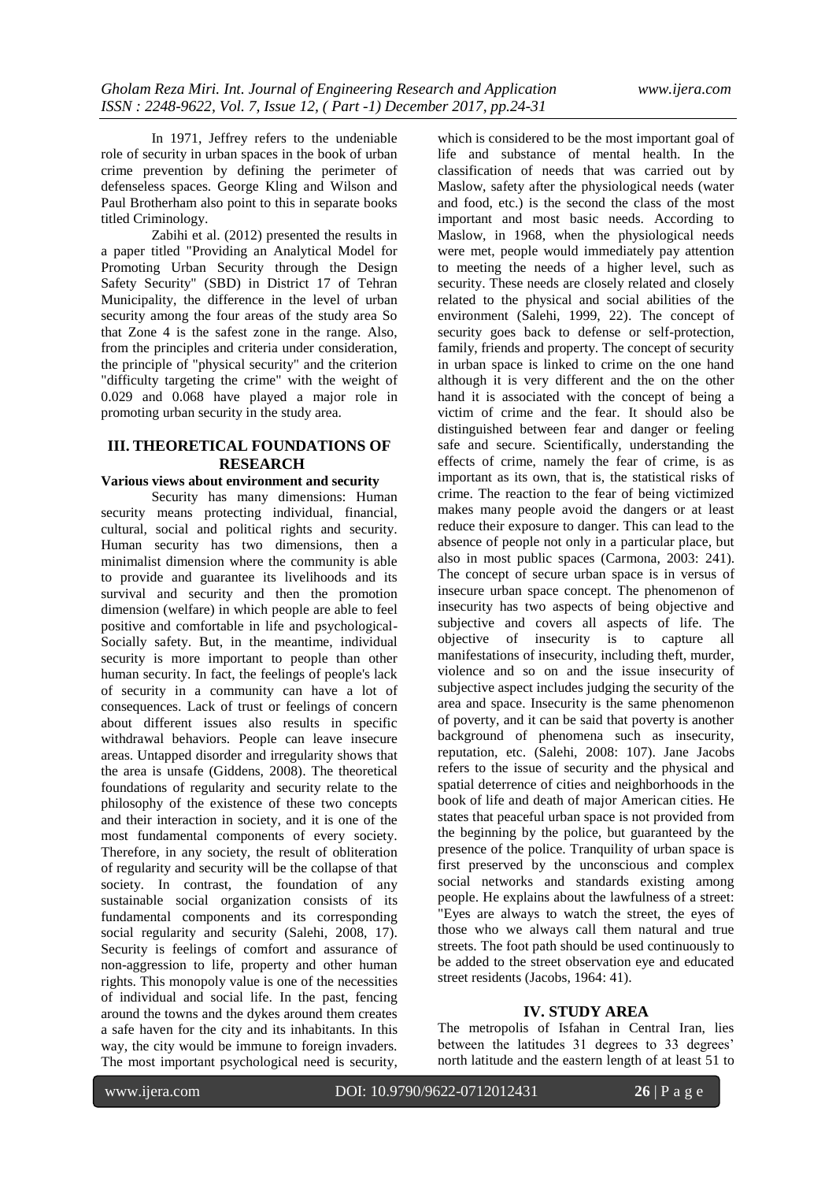In 1971, Jeffrey refers to the undeniable role of security in urban spaces in the book of urban crime prevention by defining the perimeter of defenseless spaces. George Kling and Wilson and Paul Brotherham also point to this in separate books titled Criminology.

Zabihi et al. (2012) presented the results in a paper titled "Providing an Analytical Model for Promoting Urban Security through the Design Safety Security" (SBD) in District 17 of Tehran Municipality, the difference in the level of urban security among the four areas of the study area So that Zone 4 is the safest zone in the range. Also, from the principles and criteria under consideration, the principle of "physical security" and the criterion "difficulty targeting the crime" with the weight of 0.029 and 0.068 have played a major role in promoting urban security in the study area.

## III. THEORETICAL FOUNDATIONS OF RESEARCH

**Various views about environment and security**

Security has many dimensions: Human security means protecting individual, financial, cultural, social and political rights and security. Human security has two dimensions, then a minimalist dimension where the community is able to provide and guarantee its livelihoods and its survival and security and then the promotion dimension (welfare) in which people are able to feel positive and comfortable in life and psychological-Socially safety. But, in the meantime, individual security is more important to people than other human security. In fact, the feelings of people's lack of security in a community can have a lot of consequences. Lack of trust or feelings of concern about different issues also results in specific withdrawal behaviors. People can leave insecure areas. Untapped disorder and irregularity shows that the area is unsafe (Giddens, 2008). The theoretical foundations of regularity and security relate to the philosophy of the existence of these two concepts and their interaction in society, and it is one of the most fundamental components of every society. Therefore, in any society, the result of obliteration of regularity and security will be the collapse of that society. In contrast, the foundation of any sustainable social organization consists of its fundamental components and its corresponding social regularity and security (Salehi, 2008, 17). Security is feelings of comfort and assurance of non-aggression to life, property and other human rights. This monopoly value is one of the necessities of individual and social life. In the past, fencing around the towns and the dykes around them creates a safe haven for the city and its inhabitants. In this way, the city would be immune to foreign invaders. The most important psychological need is security, which is considered to be the most important goal of life and substance of mental health. In the classification of needs that was carried out by Maslow, safety after the physiological needs (water and food, etc.) is the second the class of the most important and most basic needs. According to Maslow, in 1968, when the physiological needs were met, people would immediately pay attention to meeting the needs of a higher level, such as security. These needs are closely related and closely related to the physical and social abilities of the environment (Salehi, 1999, 22). The concept of security goes back to defense or self-protection, family, friends and property. The concept of security in urban space is linked to crime on the one hand although it is very different and the on the other hand it is associated with the concept of being a victim of crime and the fear. It should also be distinguished between fear and danger or feeling safe and secure. Scientifically, understanding the effects of crime, namely the fear of crime, is as important as its own, that is, the statistical risks of crime. The reaction to the fear of being victimized makes many people avoid the dangers or at least reduce their exposure to danger. This can lead to the absence of people not only in a particular place, but also in most public spaces (Carmona, 2003: 241). The concept of secure urban space is in versus of insecure urban space concept. The phenomenon of insecurity has two aspects of being objective and subjective and covers all aspects of life. The objective of insecurity is to capture all manifestations of insecurity, including theft, murder, violence and so on and the issue insecurity of subjective aspect includes judging the security of the area and space. Insecurity is the same phenomenon of poverty, and it can be said that poverty is another background of phenomena such as insecurity, reputation, etc. (Salehi, 2008: 107). Jane Jacobs refers to the issue of security and the physical and spatial deterrence of cities and neighborhoods in the book of life and death of major American cities. He states that peaceful urban space is not provided from the beginning by the police, but guaranteed by the presence of the police. Tranquility of urban space is first preserved by the unconscious and complex social networks and standards existing among people. He explains about the lawfulness of a street: "Eyes are always to watch the street, the eyes of those who we always call them natural and true streets. The foot path should be used continuously to be added to the street observation eye and educated street residents (Jacobs, 1964: 41).

## IV. STUDY AREA

The metropolis of Isfahan in Central Iran, lies between the latitudes 31 degrees to 33 degrees' north latitude and the eastern length of at least 51 to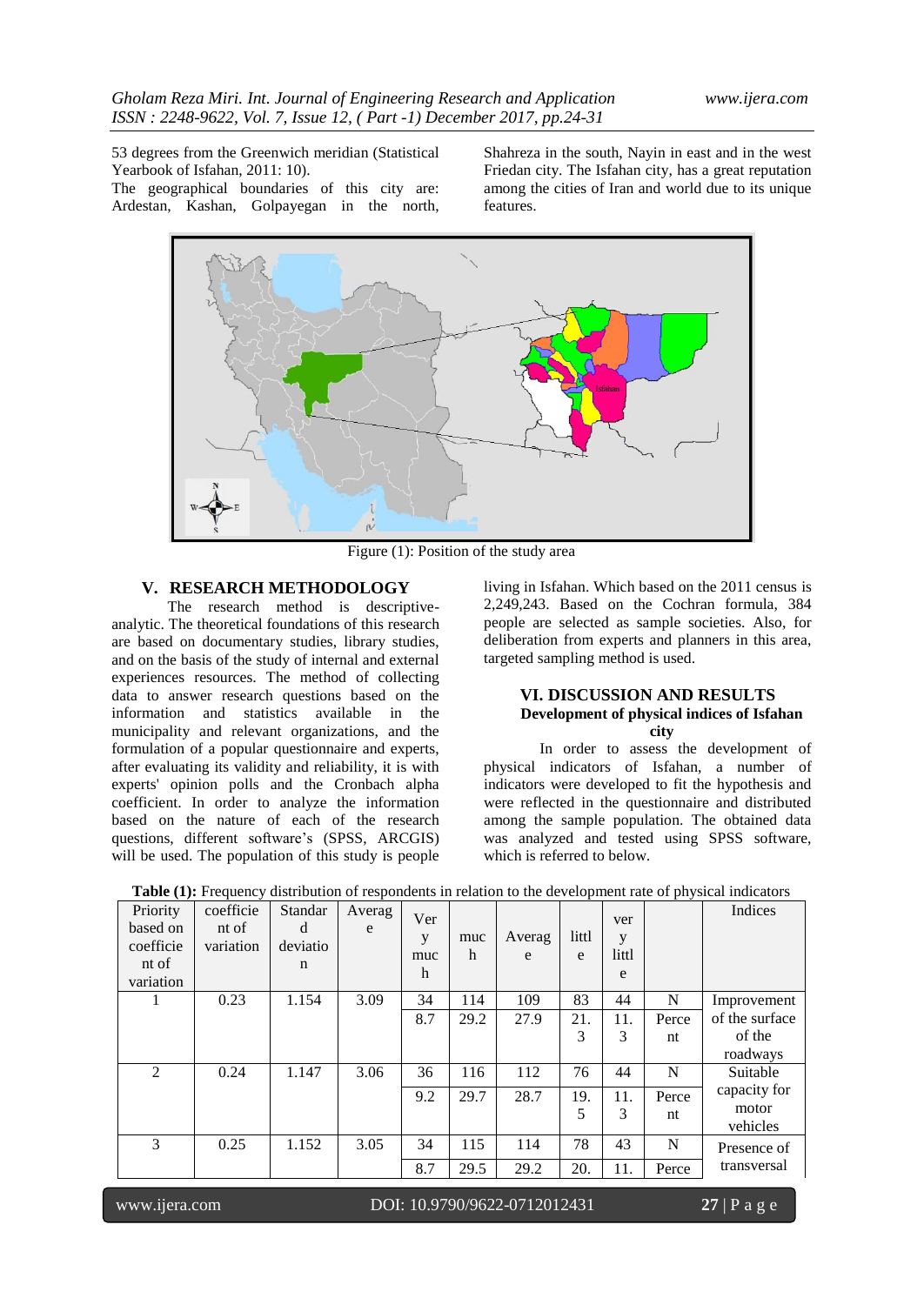53 degrees from the Greenwich meridian (Statistical Yearbook of Isfahan, 2011: 10).

The geographical boundaries of this city are: Ardestan, Kashan, Golpayegan in the north, Shahreza in the south, Nayin in east and in the west Friedan city. The Isfahan city, has a great reputation among the cities of Iran and world due to its unique features.

Figure (1): Position of the study area

## V. RESEARCH METHODOLOGY

The research method is descriptive-analytic. The theoretical foundations of this research are based on documentary studies, library studies, and on the basis of the study of internal and external experiences resources. The method of collecting data to answer research questions based on the information and statistics available in the municipality and relevant organizations, and the formulation of a popular questionnaire and experts, after evaluating its validity and reliability, it is with experts' opinion polls and the Cronbach alpha coefficient. In order to analyze the information based on the nature of each of the research questions, different software's (SPSS, ARCGIS) will be used. The population of this study is people living in Isfahan. Which based on the 2011 census is 2,249,243. Based on the Cochran formula, 384 people are selected as sample societies. Also, for deliberation from experts and planners in this area, targeted sampling method is used.

## VI. DISCUSSION AND RESULTS

### Development of physical indices of Isfahan city

In order to assess the development of physical indicators of Isfahan, a number of indicators were developed to fit the hypothesis and were reflected in the questionnaire and distributed among the sample population. The obtained data was analyzed and tested using SPSS software, which is referred to below.

**Table (1):** Frequency distribution of respondents in relation to the development rate of physical indicators

| Priority based on coefficient of variation | coefficient of variation | Standard deviation | Average | Very much | much | Average | little | very little | | Indices |
|---|---|---|---|---|---|---|---|---|---|---|
| 1 | 0.23 | 1.154 | 3.09 | 34 | 114 | 109 | 83 | 44 | N | Improvement of the surface of the roadways |
| | | | | 8.7 | 29.2 | 27.9 | 21.3 | 11.3 | Percent | |
| 2 | 0.24 | 1.147 | 3.06 | 36 | 116 | 112 | 76 | 44 | N | Suitable capacity for motor vehicles |
| | | | | 9.2 | 29.7 | 28.7 | 19.5 | 11.3 | Percent | |
| 3 | 0.25 | 1.152 | 3.05 | 34 | 115 | 114 | 78 | 43 | N | Presence of transversal |
| | | | | 8.7 | 29.5 | 29.2 | 20. | 11. | Perce | |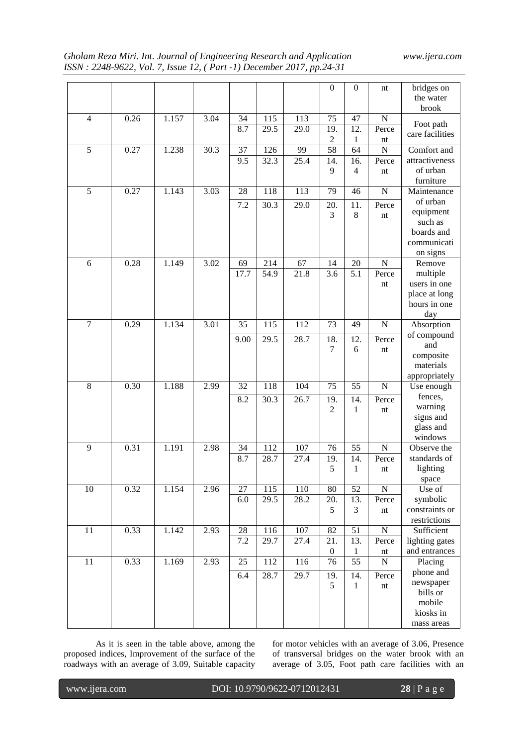| | | | | | | | 0 | 0 | nt | bridges on the water brook |
|---|---|---|---|---|---|---|---|---|---|---|
| 4 | 0.26 | 1.157 | 3.04 | 34 | 115 | 113 | 75 | 47 | N | Foot path care facilities |
| | | | | 8.7 | 29.5 | 29.0 | 19.2 | 12.1 | Percent | |
| 5 | 0.27 | 1.238 | 30.3 | 37 | 126 | 99 | 58 | 64 | N | Comfort and attractiveness of urban furniture |
| | | | | 9.5 | 32.3 | 25.4 | 14.9 | 16.4 | Percent | |
| 5 | 0.27 | 1.143 | 3.03 | 28 | 118 | 113 | 79 | 46 | N | Maintenance of urban equipment such as boards and communication signs |
| | | | | 7.2 | 30.3 | 29.0 | 20.3 | 11.8 | Percent | |
| 6 | 0.28 | 1.149 | 3.02 | 69 | 214 | 67 | 14 | 20 | N | Remove multiple users in one place at long hours in one day |
| | | | | 17.7 | 54.9 | 21.8 | 3.6 | 5.1 | Percent | |
| 7 | 0.29 | 1.134 | 3.01 | 35 | 115 | 112 | 73 | 49 | N | Absorption of compound and composite materials appropriately |
| | | | | 9.00 | 29.5 | 28.7 | 18.7 | 12.6 | Percent | |
| 8 | 0.30 | 1.188 | 2.99 | 32 | 118 | 104 | 75 | 55 | N | Use enough fences, warning signs and glass and windows |
| | | | | 8.2 | 30.3 | 26.7 | 19.2 | 14.1 | Percent | |
| 9 | 0.31 | 1.191 | 2.98 | 34 | 112 | 107 | 76 | 55 | N | Observe the standards of lighting space |
| | | | | 8.7 | 28.7 | 27.4 | 19.5 | 14.1 | Percent | |
| 10 | 0.32 | 1.154 | 2.96 | 27 | 115 | 110 | 80 | 52 | N | Use of symbolic constraints or restrictions |
| | | | | 6.0 | 29.5 | 28.2 | 20.5 | 13.3 | Percent | |
| 11 | 0.33 | 1.142 | 2.93 | 28 | 116 | 107 | 82 | 51 | N | Sufficient lighting gates and entrances |
| | | | | 7.2 | 29.7 | 27.4 | 21.0 | 13.1 | Percent | |
| 11 | 0.33 | 1.169 | 2.93 | 25 | 112 | 116 | 76 | 55 | N | Placing phone and newspaper bills or mobile kiosks in mass areas |
| | | | | 6.4 | 28.7 | 29.7 | 19.5 | 14.1 | Percent | |

As it is seen in the table above, among the proposed indices, Improvement of the surface of the roadways with an average of 3.09, Suitable capacity for motor vehicles with an average of 3.06, Presence of transversal bridges on the water brook with an average of 3.05, Foot path care facilities with an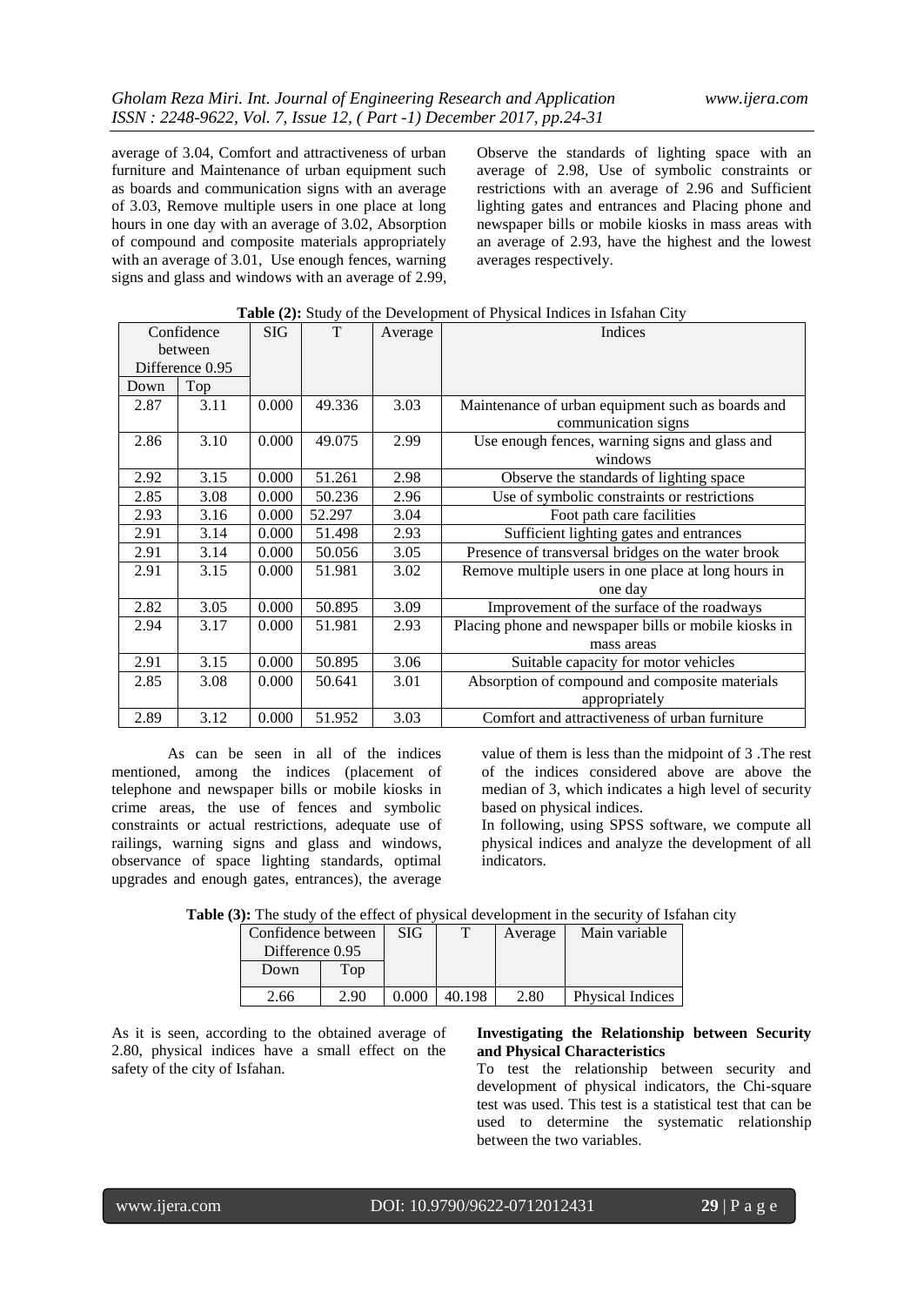average of 3.04, Comfort and attractiveness of urban furniture and Maintenance of urban equipment such as boards and communication signs with an average of 3.03, Remove multiple users in one place at long hours in one day with an average of 3.02, Absorption of compound and composite materials appropriately with an average of 3.01, Use enough fences, warning signs and glass and windows with an average of 2.99, Observe the standards of lighting space with an average of 2.98, Use of symbolic constraints or restrictions with an average of 2.96 and Sufficient lighting gates and entrances and Placing phone and newspaper bills or mobile kiosks in mass areas with an average of 2.93, have the highest and the lowest averages respectively.

**Table (2):** Study of the Development of Physical Indices in Isfahan City

| Confidence between Difference 0.95 | | SIG | T | Average | Indices |
|---|---|---|---|---|---|
| Down | Top | | | | |
| 2.87 | 3.11 | 0.000 | 49.336 | 3.03 | Maintenance of urban equipment such as boards and communication signs |
| 2.86 | 3.10 | 0.000 | 49.075 | 2.99 | Use enough fences, warning signs and glass and windows |
| 2.92 | 3.15 | 0.000 | 51.261 | 2.98 | Observe the standards of lighting space |
| 2.85 | 3.08 | 0.000 | 50.236 | 2.96 | Use of symbolic constraints or restrictions |
| 2.93 | 3.16 | 0.000 | 52.297 | 3.04 | Foot path care facilities |
| 2.91 | 3.14 | 0.000 | 51.498 | 2.93 | Sufficient lighting gates and entrances |
| 2.91 | 3.14 | 0.000 | 50.056 | 3.05 | Presence of transversal bridges on the water brook |
| 2.91 | 3.15 | 0.000 | 51.981 | 3.02 | Remove multiple users in one place at long hours in one day |
| 2.82 | 3.05 | 0.000 | 50.895 | 3.09 | Improvement of the surface of the roadways |
| 2.94 | 3.17 | 0.000 | 51.981 | 2.93 | Placing phone and newspaper bills or mobile kiosks in mass areas |
| 2.91 | 3.15 | 0.000 | 50.895 | 3.06 | Suitable capacity for motor vehicles |
| 2.85 | 3.08 | 0.000 | 50.641 | 3.01 | Absorption of compound and composite materials appropriately |
| 2.89 | 3.12 | 0.000 | 51.952 | 3.03 | Comfort and attractiveness of urban furniture |

As can be seen in all of the indices mentioned, among the indices (placement of telephone and newspaper bills or mobile kiosks in crime areas, the use of fences and symbolic constraints or actual restrictions, adequate use of railings, warning signs and glass and windows, observance of space lighting standards, optimal upgrades and enough gates, entrances), the average value of them is less than the midpoint of 3 .The rest of the indices considered above are above the median of 3, which indicates a high level of security based on physical indices.

In following, using SPSS software, we compute all physical indices and analyze the development of all indicators.

**Table (3):** The study of the effect of physical development in the security of Isfahan city

| Confidence between Difference 0.95 | | SIG | T | Average | Main variable |
|---|---|---|---|---|---|
| Down | Top | | | | |
| 2.66 | 2.90 | 0.000 | 40.198 | 2.80 | Physical Indices |

As it is seen, according to the obtained average of 2.80, physical indices have a small effect on the safety of the city of Isfahan.

**Investigating the Relationship between Security and Physical Characteristics**

To test the relationship between security and development of physical indicators, the Chi-square test was used. This test is a statistical test that can be used to determine the systematic relationship between the two variables.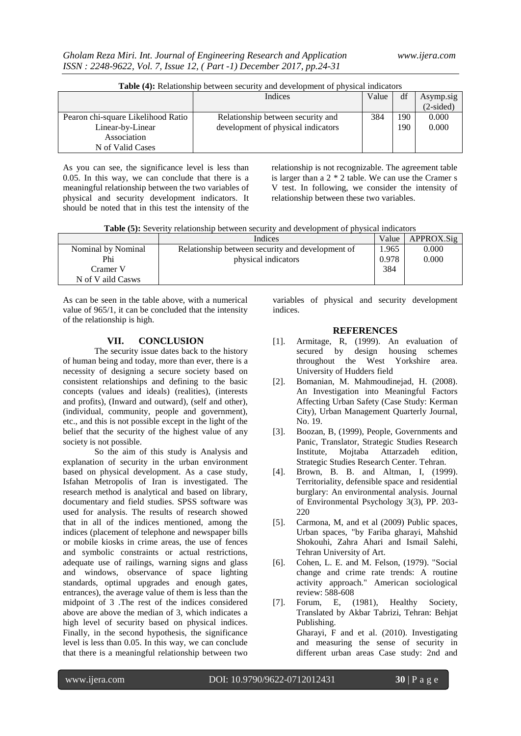**Table (4):** Relationship between security and development of physical indicators

| | Indices | Value | df | Asymp.sig (2-sided) |
|---|---|---|---|---|
| Pearon chi-square Likelihood Ratio Linear-by-Linear Association N of Valid Cases | Relationship between security and development of physical indicators | 384 | 190 190 | 0.000 0.000 |

As you can see, the significance level is less than 0.05. In this way, we can conclude that there is a meaningful relationship between the two variables of physical and security development indicators. It should be noted that in this test the intensity of the relationship is not recognizable. The agreement table is larger than a 2 * 2 table. We can use the Cramer s V test. In following, we consider the intensity of relationship between these two variables.

**Table (5):** Severity relationship between security and development of physical indicators

| | Indices | Value | APPROX.Sig |
|---|---|---|---|
| Nominal by Nominal Phi Cramer V N of V aild Casws | Relationship between security and development of physical indicators | 1.965 0.978 384 | 0.000 0.000 |

As can be seen in the table above, with a numerical value of 965/1, it can be concluded that the intensity of the relationship is high.

## VII. CONCLUSION

The security issue dates back to the history of human being and today, more than ever, there is a necessity of designing a secure society based on consistent relationships and defining to the basic concepts (values and ideals) (realities), (interests and profits), (Inward and outward), (self and other), (individual, community, people and government), etc., and this is not possible except in the light of the belief that the security of the highest value of any society is not possible.

So the aim of this study is Analysis and explanation of security in the urban environment based on physical development. As a case study, Isfahan Metropolis of Iran is investigated. The research method is analytical and based on library, documentary and field studies. SPSS software was used for analysis. The results of research showed that in all of the indices mentioned, among the indices (placement of telephone and newspaper bills or mobile kiosks in crime areas, the use of fences and symbolic constraints or actual restrictions, adequate use of railings, warning signs and glass and windows, observance of space lighting standards, optimal upgrades and enough gates, entrances), the average value of them is less than the midpoint of 3 .The rest of the indices considered above are above the median of 3, which indicates a high level of security based on physical indices. Finally, in the second hypothesis, the significance level is less than 0.05. In this way, we can conclude that there is a meaningful relationship between two variables of physical and security development indices.

## REFERENCES

[1]. Armitage, R, (1999). An evaluation of secured by design housing schemes throughout the West Yorkshire area. University of Hudders field

[2]. Bomanian, M. Mahmoudinejad, H. (2008). An Investigation into Meaningful Factors Affecting Urban Safety (Case Study: Kerman City), Urban Management Quarterly Journal, No. 19.

[3]. Boozan, B, (1999), People, Governments and Panic, Translator, Strategic Studies Research Institute, Mojtaba Attarzadeh edition, Strategic Studies Research Center. Tehran.

[4]. Brown, B. B. and Altman, I, (1999). Territoriality, defensible space and residential burglary: An environmental analysis. Journal of Environmental Psychology 3(3), PP. 203-220

[5]. Carmona, M, and et al (2009) Public spaces, Urban spaces, "by Fariba gharayi, Mahshid Shokouhi, Zahra Ahari and Ismail Salehi, Tehran University of Art.

[6]. Cohen, L. E. and M. Felson, (1979). "Social change and crime rate trends: A routine activity approach." American sociological review: 588-608

[7]. Forum, E, (1981), Healthy Society, Translated by Akbar Tabrizi, Tehran: Behjat Publishing.
Gharayi, F and et al. (2010). Investigating and measuring the sense of security in different urban areas Case study: 2nd and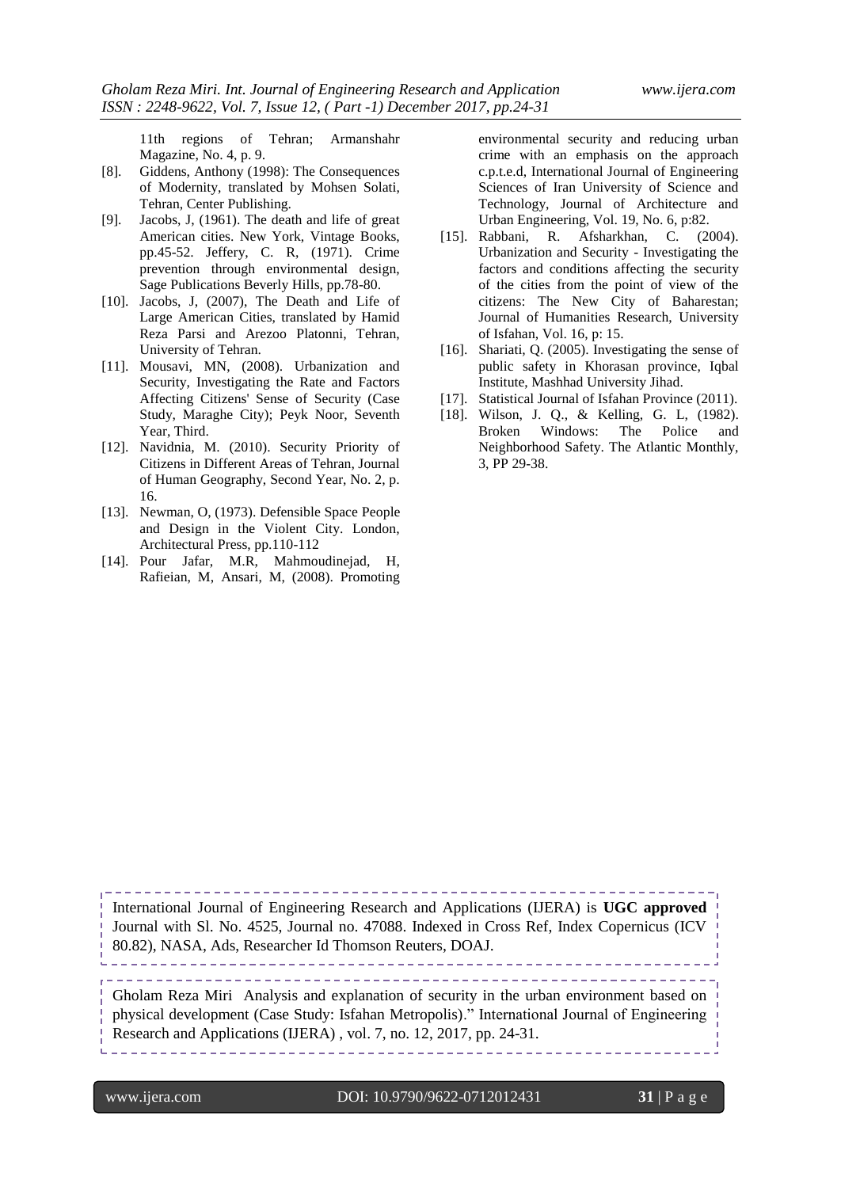11th regions of Tehran; Armanshahr Magazine, No. 4, p. 9.

[8]. Giddens, Anthony (1998): The Consequences of Modernity, translated by Mohsen Solati, Tehran, Center Publishing.

[9]. Jacobs, J, (1961). The death and life of great American cities. New York, Vintage Books, pp.45-52. Jeffery, C. R, (1971). Crime prevention through environmental design, Sage Publications Beverly Hills, pp.78-80.

[10]. Jacobs, J, (2007), The Death and Life of Large American Cities, translated by Hamid Reza Parsi and Arezoo Platonni, Tehran, University of Tehran.

[11]. Mousavi, MN, (2008). Urbanization and Security, Investigating the Rate and Factors Affecting Citizens' Sense of Security (Case Study, Maraghe City); Peyk Noor, Seventh Year, Third.

[12]. Navidnia, M. (2010). Security Priority of Citizens in Different Areas of Tehran, Journal of Human Geography, Second Year, No. 2, p. 16.

[13]. Newman, O, (1973). Defensible Space People and Design in the Violent City. London, Architectural Press, pp.110-112

[14]. Pour Jafar, M.R, Mahmoudinejad, H, Rafieian, M, Ansari, M, (2008). Promoting environmental security and reducing urban crime with an emphasis on the approach c.p.t.e.d, International Journal of Engineering Sciences of Iran University of Science and Technology, Journal of Architecture and Urban Engineering, Vol. 19, No. 6, p:82.

[15]. Rabbani, R. Afsharkhan, C. (2004). Urbanization and Security - Investigating the factors and conditions affecting the security of the cities from the point of view of the citizens: The New City of Baharestan; Journal of Humanities Research, University of Isfahan, Vol. 16, p: 15.

[16]. Shariati, Q. (2005). Investigating the sense of public safety in Khorasan province, Iqbal Institute, Mashhad University Jihad.

[17]. Statistical Journal of Isfahan Province (2011).

[18]. Wilson, J. Q., & Kelling, G. L, (1982). Broken Windows: The Police and Neighborhood Safety. The Atlantic Monthly, 3, PP 29-38.

International Journal of Engineering Research and Applications (IJERA) is **UGC approved** Journal with Sl. No. 4525, Journal no. 47088. Indexed in Cross Ref, Index Copernicus (ICV 80.82), NASA, Ads, Researcher Id Thomson Reuters, DOAJ.

Gholam Reza Miri Analysis and explanation of security in the urban environment based on physical development (Case Study: Isfahan Metropolis)." International Journal of Engineering Research and Applications (IJERA) , vol. 7, no. 12, 2017, pp. 24-31.